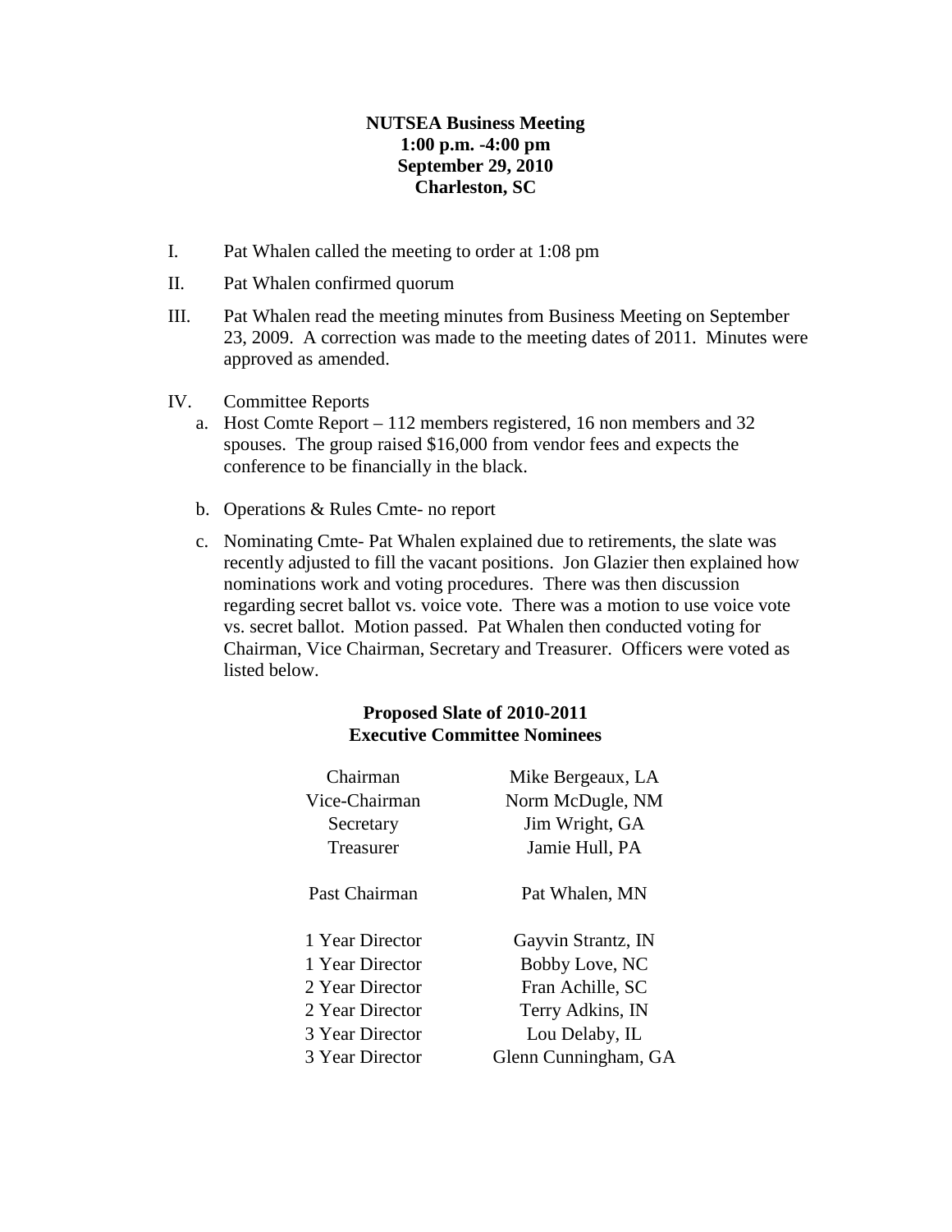**NUTSEA Business Meeting**
**1:00 p.m. -4:00 pm**
**September 29, 2010**
**Charleston, SC**

I. Pat Whalen called the meeting to order at 1:08 pm

II. Pat Whalen confirmed quorum

III. Pat Whalen read the meeting minutes from Business Meeting on September 23, 2009. A correction was made to the meeting dates of 2011. Minutes were approved as amended.

IV. Committee Reports

   a. Host Comte Report – 112 members registered, 16 non members and 32 spouses. The group raised $16,000 from vendor fees and expects the conference to be financially in the black.

   b. Operations & Rules Cmte- no report

   c. Nominating Cmte- Pat Whalen explained due to retirements, the slate was recently adjusted to fill the vacant positions. Jon Glazier then explained how nominations work and voting procedures. There was then discussion regarding secret ballot vs. voice vote. There was a motion to use voice vote vs. secret ballot. Motion passed. Pat Whalen then conducted voting for Chairman, Vice Chairman, Secretary and Treasurer. Officers were voted as listed below.

**Proposed Slate of 2010-2011**
**Executive Committee Nominees**

| | |
|---|---|
| Chairman | Mike Bergeaux, LA |
| Vice-Chairman | Norm McDugle, NM |
| Secretary | Jim Wright, GA |
| Treasurer | Jamie Hull, PA |
| | |
| Past Chairman | Pat Whalen, MN |
| | |
| 1 Year Director | Gayvin Strantz, IN |
| 1 Year Director | Bobby Love, NC |
| 2 Year Director | Fran Achille, SC |
| 2 Year Director | Terry Adkins, IN |
| 3 Year Director | Lou Delaby, IL |
| 3 Year Director | Glenn Cunningham, GA |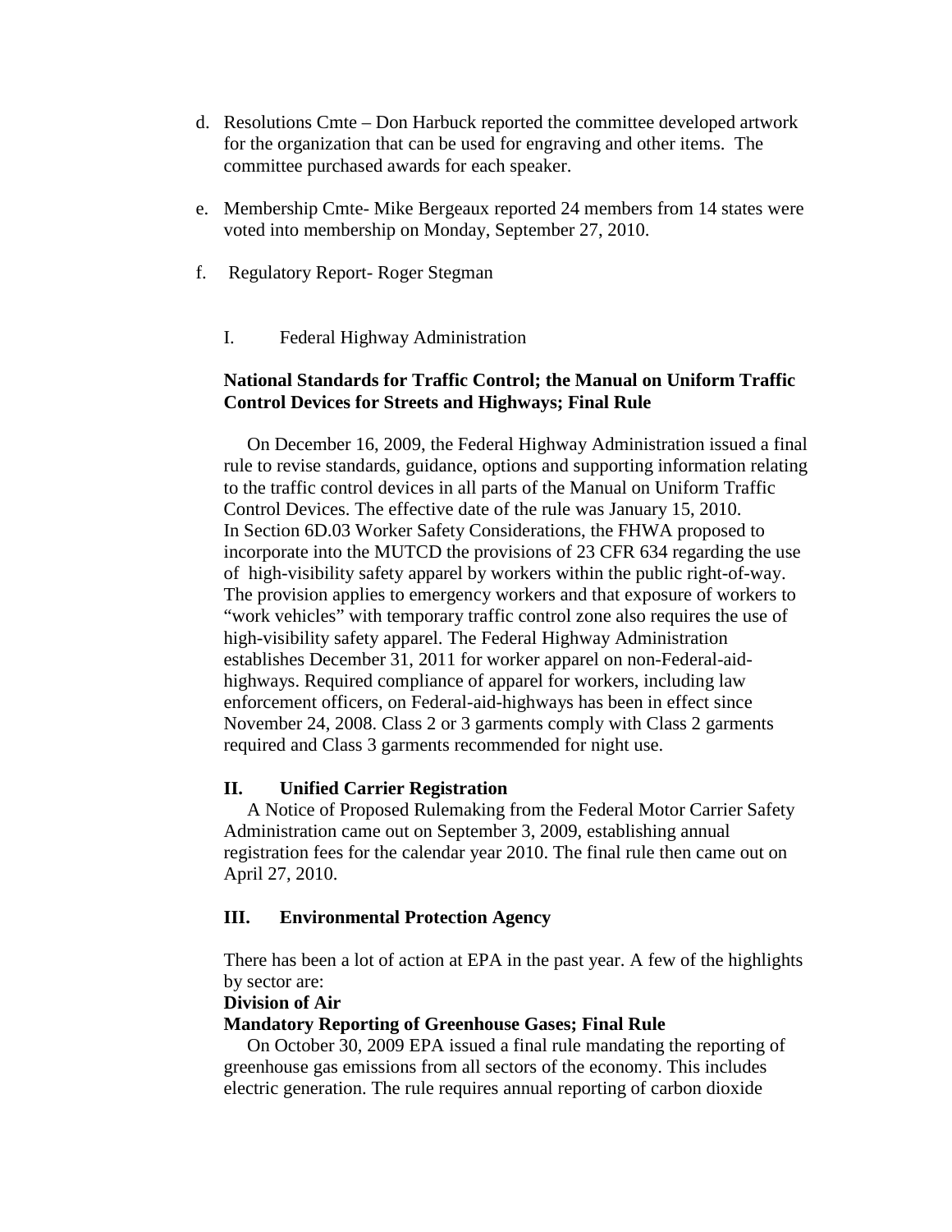d. Resolutions Cmte – Don Harbuck reported the committee developed artwork for the organization that can be used for engraving and other items. The committee purchased awards for each speaker.

e. Membership Cmte- Mike Bergeaux reported 24 members from 14 states were voted into membership on Monday, September 27, 2010.

f. Regulatory Report- Roger Stegman

I. Federal Highway Administration

**National Standards for Traffic Control; the Manual on Uniform Traffic Control Devices for Streets and Highways; Final Rule**

On December 16, 2009, the Federal Highway Administration issued a final rule to revise standards, guidance, options and supporting information relating to the traffic control devices in all parts of the Manual on Uniform Traffic Control Devices. The effective date of the rule was January 15, 2010. In Section 6D.03 Worker Safety Considerations, the FHWA proposed to incorporate into the MUTCD the provisions of 23 CFR 634 regarding the use of high-visibility safety apparel by workers within the public right-of-way. The provision applies to emergency workers and that exposure of workers to "work vehicles" with temporary traffic control zone also requires the use of high-visibility safety apparel. The Federal Highway Administration establishes December 31, 2011 for worker apparel on non-Federal-aid-highways. Required compliance of apparel for workers, including law enforcement officers, on Federal-aid-highways has been in effect since November 24, 2008. Class 2 or 3 garments comply with Class 2 garments required and Class 3 garments recommended for night use.

**II. Unified Carrier Registration**

A Notice of Proposed Rulemaking from the Federal Motor Carrier Safety Administration came out on September 3, 2009, establishing annual registration fees for the calendar year 2010. The final rule then came out on April 27, 2010.

**III. Environmental Protection Agency**

There has been a lot of action at EPA in the past year. A few of the highlights by sector are:

**Division of Air**

**Mandatory Reporting of Greenhouse Gases; Final Rule**

On October 30, 2009 EPA issued a final rule mandating the reporting of greenhouse gas emissions from all sectors of the economy. This includes electric generation. The rule requires annual reporting of carbon dioxide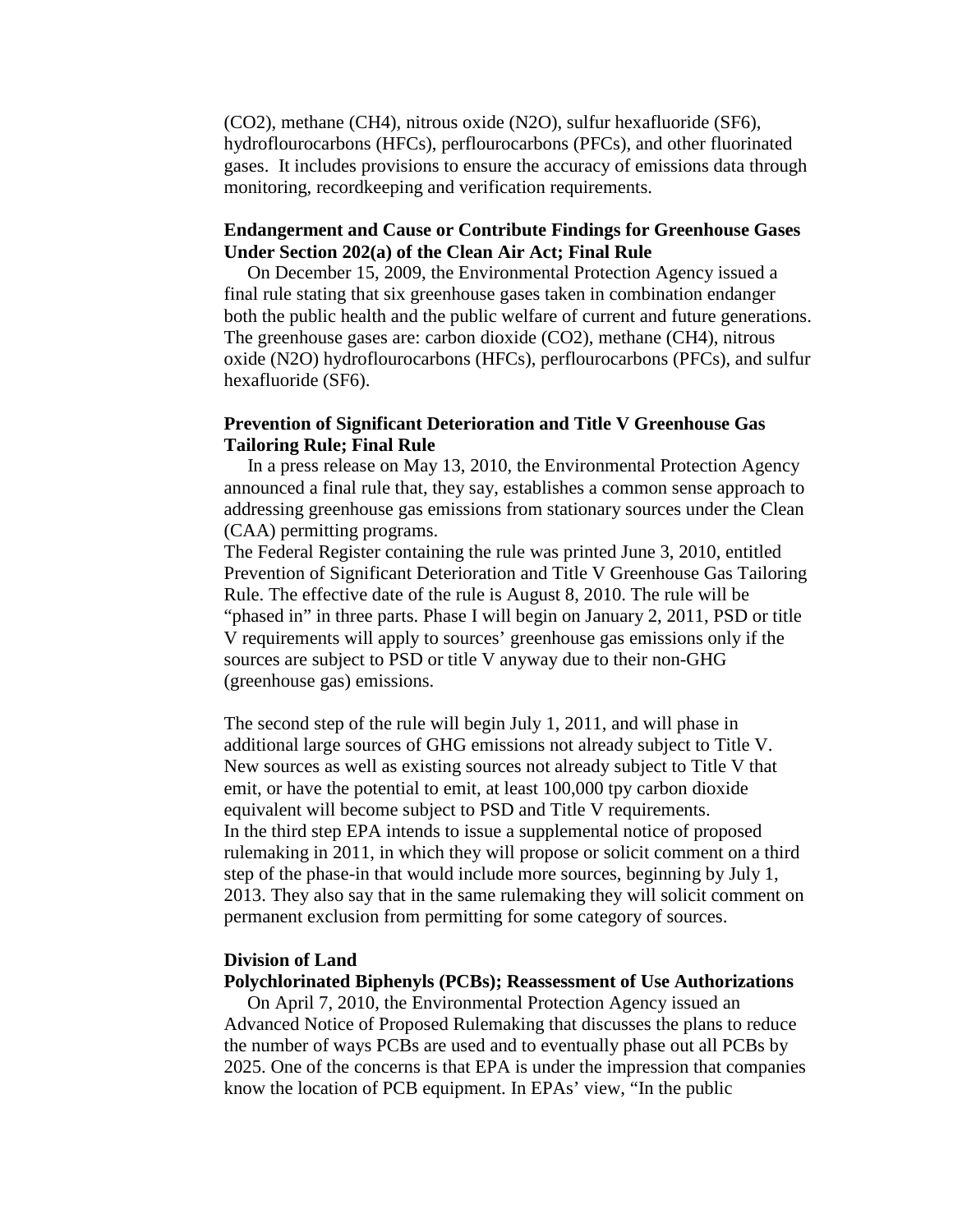($CO_2$), methane ($CH_4$), nitrous oxide ($N_2O$), sulfur hexafluoride ($SF_6$), hydroflourocarbons (HFCs), perflourocarbons (PFCs), and other fluorinated gases. It includes provisions to ensure the accuracy of emissions data through monitoring, recordkeeping and verification requirements.

**Endangerment and Cause or Contribute Findings for Greenhouse Gases Under Section 202(a) of the Clean Air Act; Final Rule**

On December 15, 2009, the Environmental Protection Agency issued a final rule stating that six greenhouse gases taken in combination endanger both the public health and the public welfare of current and future generations. The greenhouse gases are: carbon dioxide ($CO_2$), methane ($CH_4$), nitrous oxide ($N_2O$) hydroflourocarbons (HFCs), perflourocarbons (PFCs), and sulfur hexafluoride ($SF_6$).

**Prevention of Significant Deterioration and Title V Greenhouse Gas Tailoring Rule; Final Rule**

In a press release on May 13, 2010, the Environmental Protection Agency announced a final rule that, they say, establishes a common sense approach to addressing greenhouse gas emissions from stationary sources under the Clean (CAA) permitting programs.

The Federal Register containing the rule was printed June 3, 2010, entitled Prevention of Significant Deterioration and Title V Greenhouse Gas Tailoring Rule. The effective date of the rule is August 8, 2010. The rule will be "phased in" in three parts. Phase I will begin on January 2, 2011, PSD or title V requirements will apply to sources' greenhouse gas emissions only if the sources are subject to PSD or title V anyway due to their non-GHG (greenhouse gas) emissions.

The second step of the rule will begin July 1, 2011, and will phase in additional large sources of GHG emissions not already subject to Title V. New sources as well as existing sources not already subject to Title V that emit, or have the potential to emit, at least 100,000 tpy carbon dioxide equivalent will become subject to PSD and Title V requirements.

In the third step EPA intends to issue a supplemental notice of proposed rulemaking in 2011, in which they will propose or solicit comment on a third step of the phase-in that would include more sources, beginning by July 1, 2013. They also say that in the same rulemaking they will solicit comment on permanent exclusion from permitting for some category of sources.

**Division of Land**

**Polychlorinated Biphenyls (PCBs); Reassessment of Use Authorizations**

On April 7, 2010, the Environmental Protection Agency issued an Advanced Notice of Proposed Rulemaking that discusses the plans to reduce the number of ways PCBs are used and to eventually phase out all PCBs by 2025. One of the concerns is that EPA is under the impression that companies know the location of PCB equipment. In EPAs' view, "In the public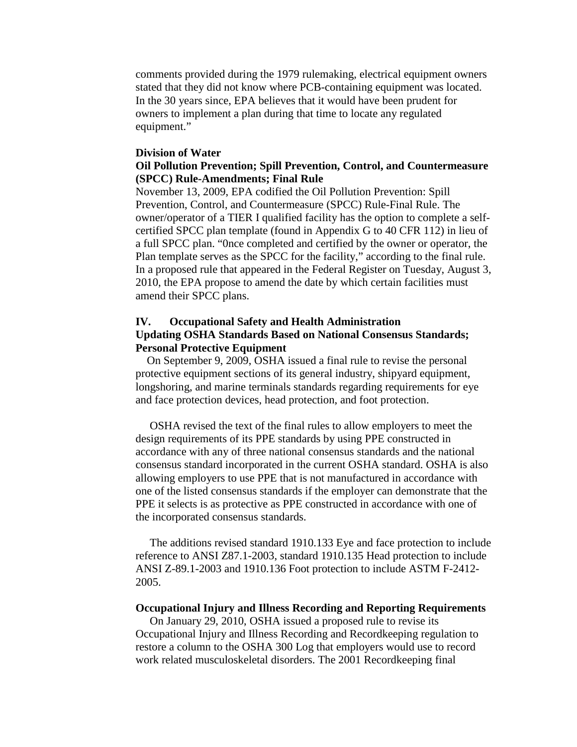comments provided during the 1979 rulemaking, electrical equipment owners stated that they did not know where PCB-containing equipment was located. In the 30 years since, EPA believes that it would have been prudent for owners to implement a plan during that time to locate any regulated equipment."

**Division of Water**

**Oil Pollution Prevention; Spill Prevention, Control, and Countermeasure (SPCC) Rule-Amendments; Final Rule**

November 13, 2009, EPA codified the Oil Pollution Prevention: Spill Prevention, Control, and Countermeasure (SPCC) Rule-Final Rule. The owner/operator of a TIER I qualified facility has the option to complete a self-certified SPCC plan template (found in Appendix G to 40 CFR 112) in lieu of a full SPCC plan. "0nce completed and certified by the owner or operator, the Plan template serves as the SPCC for the facility," according to the final rule. In a proposed rule that appeared in the Federal Register on Tuesday, August 3, 2010, the EPA propose to amend the date by which certain facilities must amend their SPCC plans.

## IV. Occupational Safety and Health Administration

**Updating OSHA Standards Based on National Consensus Standards; Personal Protective Equipment**

On September 9, 2009, OSHA issued a final rule to revise the personal protective equipment sections of its general industry, shipyard equipment, longshoring, and marine terminals standards regarding requirements for eye and face protection devices, head protection, and foot protection.

OSHA revised the text of the final rules to allow employers to meet the design requirements of its PPE standards by using PPE constructed in accordance with any of three national consensus standards and the national consensus standard incorporated in the current OSHA standard. OSHA is also allowing employers to use PPE that is not manufactured in accordance with one of the listed consensus standards if the employer can demonstrate that the PPE it selects is as protective as PPE constructed in accordance with one of the incorporated consensus standards.

The additions revised standard 1910.133 Eye and face protection to include reference to ANSI Z87.1-2003, standard 1910.135 Head protection to include ANSI Z-89.1-2003 and 1910.136 Foot protection to include ASTM F-2412-2005.

**Occupational Injury and Illness Recording and Reporting Requirements**

On January 29, 2010, OSHA issued a proposed rule to revise its Occupational Injury and Illness Recording and Recordkeeping regulation to restore a column to the OSHA 300 Log that employers would use to record work related musculoskeletal disorders. The 2001 Recordkeeping final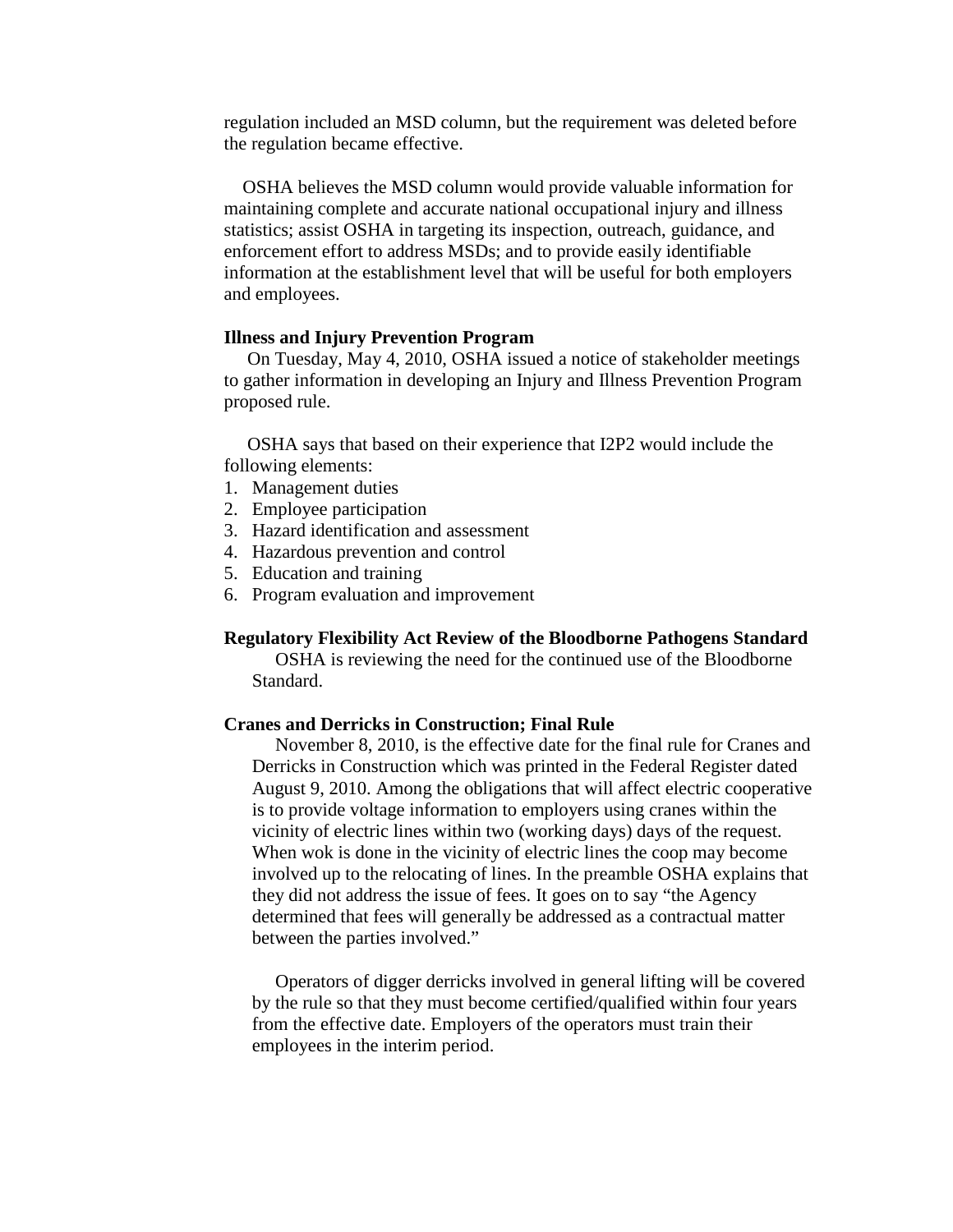regulation included an MSD column, but the requirement was deleted before the regulation became effective.

OSHA believes the MSD column would provide valuable information for maintaining complete and accurate national occupational injury and illness statistics; assist OSHA in targeting its inspection, outreach, guidance, and enforcement effort to address MSDs; and to provide easily identifiable information at the establishment level that will be useful for both employers and employees.

**Illness and Injury Prevention Program**

On Tuesday, May 4, 2010, OSHA issued a notice of stakeholder meetings to gather information in developing an Injury and Illness Prevention Program proposed rule.

OSHA says that based on their experience that I2P2 would include the following elements:

1. Management duties
2. Employee participation
3. Hazard identification and assessment
4. Hazardous prevention and control
5. Education and training
6. Program evaluation and improvement

**Regulatory Flexibility Act Review of the Bloodborne Pathogens Standard**

OSHA is reviewing the need for the continued use of the Bloodborne Standard.

**Cranes and Derricks in Construction; Final Rule**

November 8, 2010, is the effective date for the final rule for Cranes and Derricks in Construction which was printed in the Federal Register dated August 9, 2010. Among the obligations that will affect electric cooperative is to provide voltage information to employers using cranes within the vicinity of electric lines within two (working days) days of the request. When wok is done in the vicinity of electric lines the coop may become involved up to the relocating of lines. In the preamble OSHA explains that they did not address the issue of fees. It goes on to say "the Agency determined that fees will generally be addressed as a contractual matter between the parties involved."

Operators of digger derricks involved in general lifting will be covered by the rule so that they must become certified/qualified within four years from the effective date. Employers of the operators must train their employees in the interim period.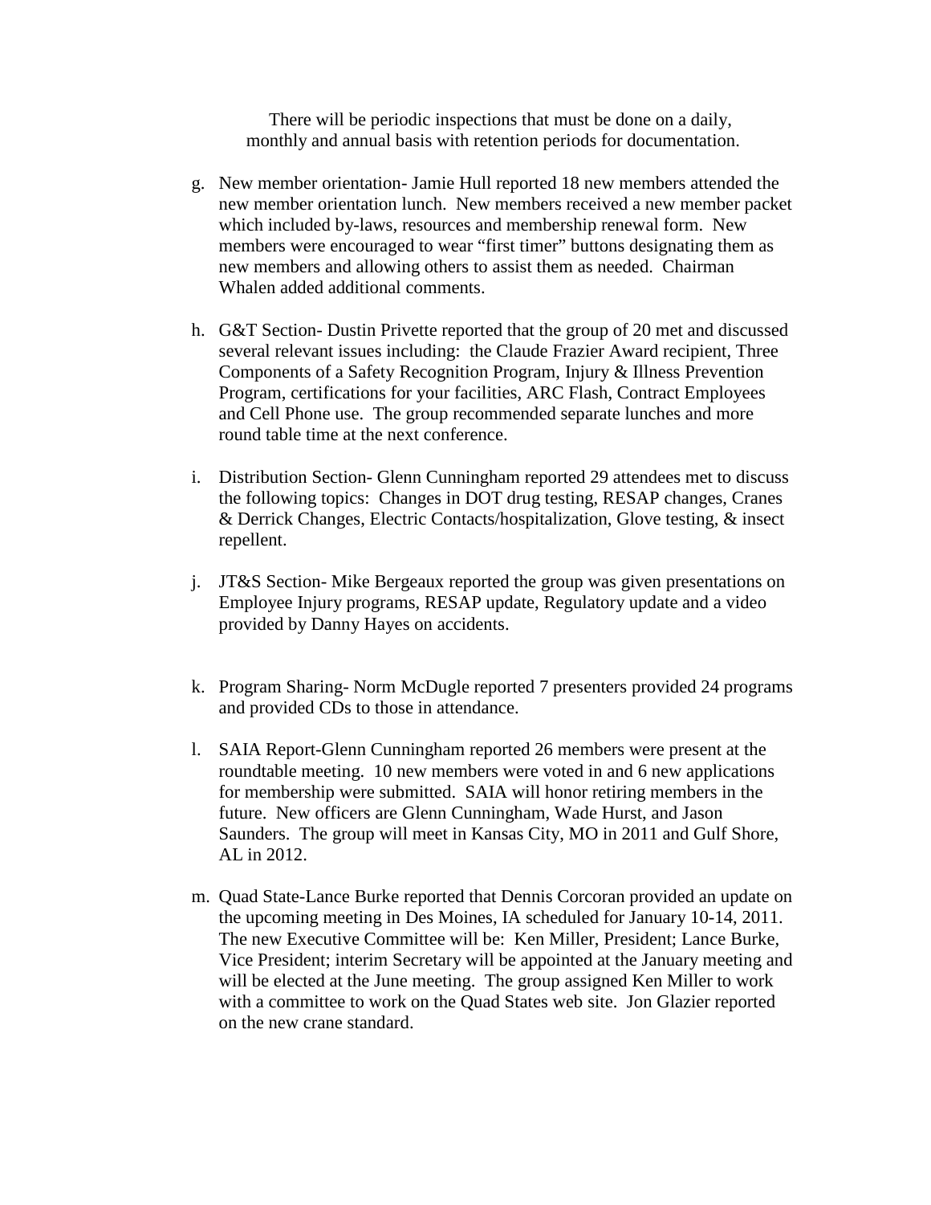There will be periodic inspections that must be done on a daily, monthly and annual basis with retention periods for documentation.

g. New member orientation- Jamie Hull reported 18 new members attended the new member orientation lunch. New members received a new member packet which included by-laws, resources and membership renewal form. New members were encouraged to wear “first timer” buttons designating them as new members and allowing others to assist them as needed. Chairman Whalen added additional comments.

h. G&T Section- Dustin Privette reported that the group of 20 met and discussed several relevant issues including: the Claude Frazier Award recipient, Three Components of a Safety Recognition Program, Injury & Illness Prevention Program, certifications for your facilities, ARC Flash, Contract Employees and Cell Phone use. The group recommended separate lunches and more round table time at the next conference.

i. Distribution Section- Glenn Cunningham reported 29 attendees met to discuss the following topics: Changes in DOT drug testing, RESAP changes, Cranes & Derrick Changes, Electric Contacts/hospitalization, Glove testing, & insect repellent.

j. JT&S Section- Mike Bergeaux reported the group was given presentations on Employee Injury programs, RESAP update, Regulatory update and a video provided by Danny Hayes on accidents.

k. Program Sharing- Norm McDugle reported 7 presenters provided 24 programs and provided CDs to those in attendance.

l. SAIA Report-Glenn Cunningham reported 26 members were present at the roundtable meeting. 10 new members were voted in and 6 new applications for membership were submitted. SAIA will honor retiring members in the future. New officers are Glenn Cunningham, Wade Hurst, and Jason Saunders. The group will meet in Kansas City, MO in 2011 and Gulf Shore, AL in 2012.

m. Quad State-Lance Burke reported that Dennis Corcoran provided an update on the upcoming meeting in Des Moines, IA scheduled for January 10-14, 2011. The new Executive Committee will be: Ken Miller, President; Lance Burke, Vice President; interim Secretary will be appointed at the January meeting and will be elected at the June meeting. The group assigned Ken Miller to work with a committee to work on the Quad States web site. Jon Glazier reported on the new crane standard.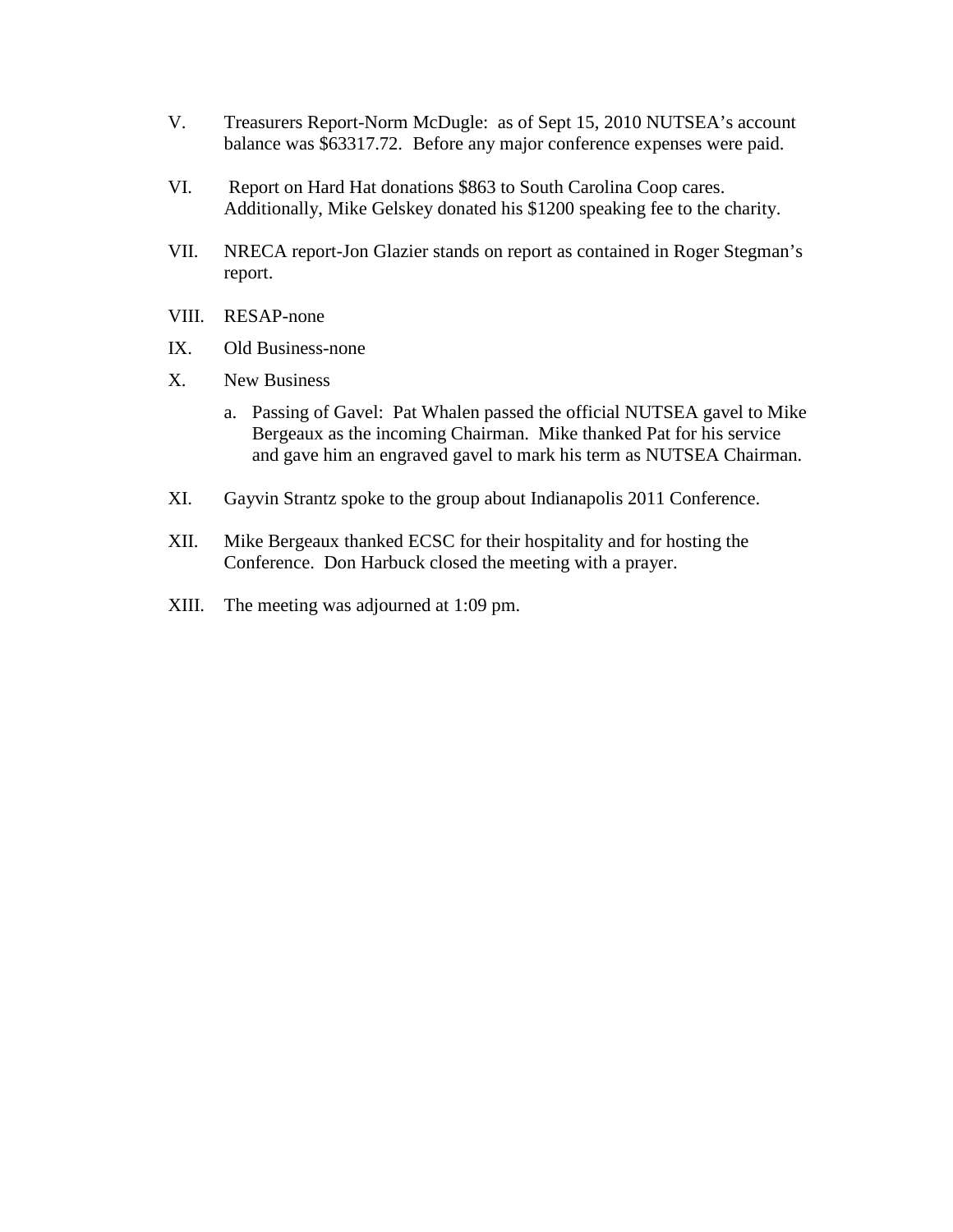V. Treasurers Report-Norm McDugle: as of Sept 15, 2010 NUTSEA's account balance was $63317.72. Before any major conference expenses were paid.

VI. Report on Hard Hat donations $863 to South Carolina Coop cares. Additionally, Mike Gelskey donated his $1200 speaking fee to the charity.

VII. NRECA report-Jon Glazier stands on report as contained in Roger Stegman's report.

VIII. RESAP-none

IX. Old Business-none

X. New Business

   a. Passing of Gavel: Pat Whalen passed the official NUTSEA gavel to Mike Bergeaux as the incoming Chairman. Mike thanked Pat for his service and gave him an engraved gavel to mark his term as NUTSEA Chairman.

XI. Gayvin Strantz spoke to the group about Indianapolis 2011 Conference.

XII. Mike Bergeaux thanked ECSC for their hospitality and for hosting the Conference. Don Harbuck closed the meeting with a prayer.

XIII. The meeting was adjourned at 1:09 pm.